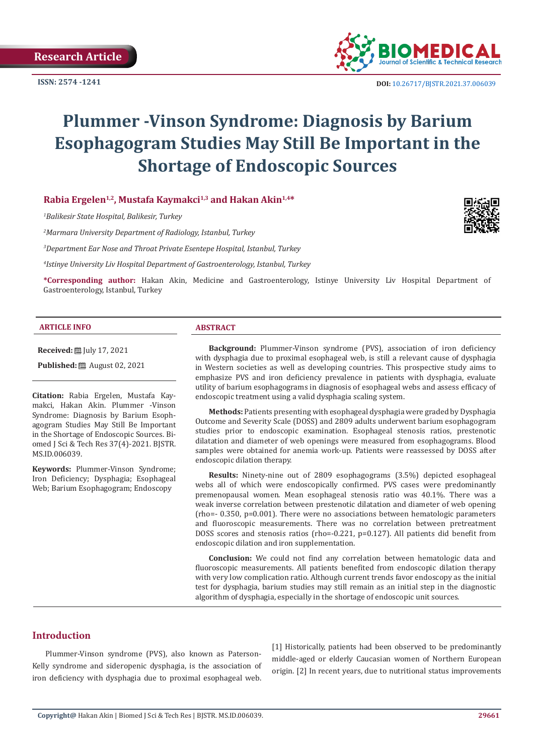Research Article

ISSN: 2574 -1241

DOI: 10.26717/BJSTR.2021.37.006039

# Plummer -Vinson Syndrome: Diagnosis by Barium Esophagogram Studies May Still Be Important in the Shortage of Endoscopic Sources

**Rabia Ergelen[1,2], Mustafa Kaymakci[1,3] and Hakan Akin[1,4]***

*[1]Balikesir State Hospital, Balikesir, Turkey*

*[2]Marmara University Department of Radiology, Istanbul, Turkey*

*[3]Department Ear Nose and Throat Private Esentepe Hospital, Istanbul, Turkey*

*[4]Istinye University Liv Hospital Department of Gastroenterology, Istanbul, Turkey*

**\*Corresponding author:** Hakan Akin, Medicine and Gastroenterology, Istinye University Liv Hospital Department of Gastroenterology, Istanbul, Turkey

## ARTICLE INFO

**Received:** July 17, 2021

**Published:** August 02, 2021

**Citation:** Rabia Ergelen, Mustafa Kaymakci, Hakan Akin. Plummer -Vinson Syndrome: Diagnosis by Barium Esophagogram Studies May Still Be Important in the Shortage of Endoscopic Sources. Biomed J Sci & Tech Res 37(4)-2021. BJSTR. MS.ID.006039.

**Keywords:** Plummer-Vinson Syndrome; Iron Deficiency; Dysphagia; Esophageal Web; Barium Esophagogram; Endoscopy

## ABSTRACT

**Background:** Plummer-Vinson syndrome (PVS), association of iron deficiency with dysphagia due to proximal esophageal web, is still a relevant cause of dysphagia in Western societies as well as developing countries. This prospective study aims to emphasize PVS and iron deficiency prevalence in patients with dysphagia, evaluate utility of barium esophagograms in diagnosis of esophageal webs and assess efficacy of endoscopic treatment using a valid dysphagia scaling system.

**Methods:** Patients presenting with esophageal dysphagia were graded by Dysphagia Outcome and Severity Scale (DOSS) and 2809 adults underwent barium esophagogram studies prior to endoscopic examination. Esophageal stenosis ratios, prestenotic dilatation and diameter of web openings were measured from esophagograms. Blood samples were obtained for anemia work-up. Patients were reassessed by DOSS after endoscopic dilation therapy.

**Results:** Ninety-nine out of 2809 esophagograms (3.5%) depicted esophageal webs all of which were endoscopically confirmed. PVS cases were predominantly premenopausal women. Mean esophageal stenosis ratio was 40.1%. There was a weak inverse correlation between prestenotic dilatation and diameter of web opening (rho=- 0.350, p=0.001). There were no associations between hematologic parameters and fluoroscopic measurements. There was no correlation between pretreatment DOSS scores and stenosis ratios (rho=-0.221, p=0.127). All patients did benefit from endoscopic dilation and iron supplementation.

**Conclusion:** We could not find any correlation between hematologic data and fluoroscopic measurements. All patients benefited from endoscopic dilation therapy with very low complication ratio. Although current trends favor endoscopy as the initial test for dysphagia, barium studies may still remain as an initial step in the diagnostic algorithm of dysphagia, especially in the shortage of endoscopic unit sources.

## Introduction

Plummer-Vinson syndrome (PVS), also known as Paterson-Kelly syndrome and sideropenic dysphagia, is the association of iron deficiency with dysphagia due to proximal esophageal web. [1] Historically, patients had been observed to be predominantly middle-aged or elderly Caucasian women of Northern European origin. [2] In recent years, due to nutritional status improvements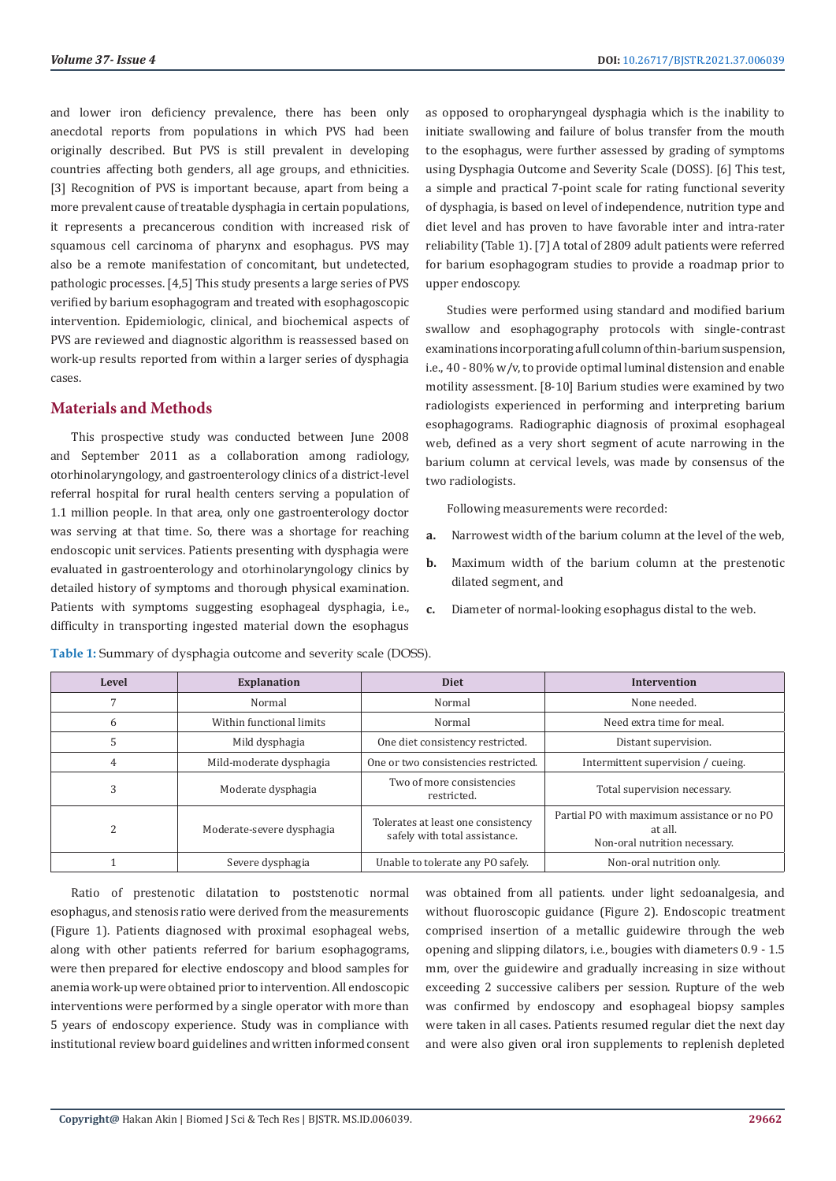and lower iron deficiency prevalence, there has been only anecdotal reports from populations in which PVS had been originally described. But PVS is still prevalent in developing countries affecting both genders, all age groups, and ethnicities. [3] Recognition of PVS is important because, apart from being a more prevalent cause of treatable dysphagia in certain populations, it represents a precancerous condition with increased risk of squamous cell carcinoma of pharynx and esophagus. PVS may also be a remote manifestation of concomitant, but undetected, pathologic processes. [4,5] This study presents a large series of PVS verified by barium esophagogram and treated with esophagoscopic intervention. Epidemiologic, clinical, and biochemical aspects of PVS are reviewed and diagnostic algorithm is reassessed based on work-up results reported from within a larger series of dysphagia cases.

## Materials and Methods

This prospective study was conducted between June 2008 and September 2011 as a collaboration among radiology, otorhinolaryngology, and gastroenterology clinics of a district-level referral hospital for rural health centers serving a population of 1.1 million people. In that area, only one gastroenterology doctor was serving at that time. So, there was a shortage for reaching endoscopic unit services. Patients presenting with dysphagia were evaluated in gastroenterology and otorhinolaryngology clinics by detailed history of symptoms and thorough physical examination. Patients with symptoms suggesting esophageal dysphagia, i.e., difficulty in transporting ingested material down the esophagus as opposed to oropharyngeal dysphagia which is the inability to initiate swallowing and failure of bolus transfer from the mouth to the esophagus, were further assessed by grading of symptoms using Dysphagia Outcome and Severity Scale (DOSS). [6] This test, a simple and practical 7-point scale for rating functional severity of dysphagia, is based on level of independence, nutrition type and diet level and has proven to have favorable inter and intra-rater reliability (Table 1). [7] A total of 2809 adult patients were referred for barium esophagogram studies to provide a roadmap prior to upper endoscopy.

Studies were performed using standard and modified barium swallow and esophagography protocols with single-contrast examinations incorporating a full column of thin-barium suspension, i.e., 40 - 80% w/v, to provide optimal luminal distension and enable motility assessment. [8-10] Barium studies were examined by two radiologists experienced in performing and interpreting barium esophagograms. Radiographic diagnosis of proximal esophageal web, defined as a very short segment of acute narrowing in the barium column at cervical levels, was made by consensus of the two radiologists.

Following measurements were recorded:

a. Narrowest width of the barium column at the level of the web,

b. Maximum width of the barium column at the prestenotic dilated segment, and

c. Diameter of normal-looking esophagus distal to the web.

**Table 1:** Summary of dysphagia outcome and severity scale (DOSS).

| Level | Explanation | Diet | Intervention |
|---|---|---|---|
| 7 | Normal | Normal | None needed. |
| 6 | Within functional limits | Normal | Need extra time for meal. |
| 5 | Mild dysphagia | One diet consistency restricted. | Distant supervision. |
| 4 | Mild-moderate dysphagia | One or two consistencies restricted. | Intermittent supervision / cueing. |
| 3 | Moderate dysphagia | Two of more consistencies restricted. | Total supervision necessary. |
| 2 | Moderate-severe dysphagia | Tolerates at least one consistency safely with total assistance. | Partial PO with maximum assistance or no PO at all. Non-oral nutrition necessary. |
| 1 | Severe dysphagia | Unable to tolerate any PO safely. | Non-oral nutrition only. |

Ratio of prestenotic dilatation to poststenotic normal esophagus, and stenosis ratio were derived from the measurements (Figure 1). Patients diagnosed with proximal esophageal webs, along with other patients referred for barium esophagograms, were then prepared for elective endoscopy and blood samples for anemia work-up were obtained prior to intervention. All endoscopic interventions were performed by a single operator with more than 5 years of endoscopy experience. Study was in compliance with institutional review board guidelines and written informed consent was obtained from all patients. under light sedoanalgesia, and without fluoroscopic guidance (Figure 2). Endoscopic treatment comprised insertion of a metallic guidewire through the web opening and slipping dilators, i.e., bougies with diameters 0.9 - 1.5 mm, over the guidewire and gradually increasing in size without exceeding 2 successive calibers per session. Rupture of the web was confirmed by endoscopy and esophageal biopsy samples were taken in all cases. Patients resumed regular diet the next day and were also given oral iron supplements to replenish depleted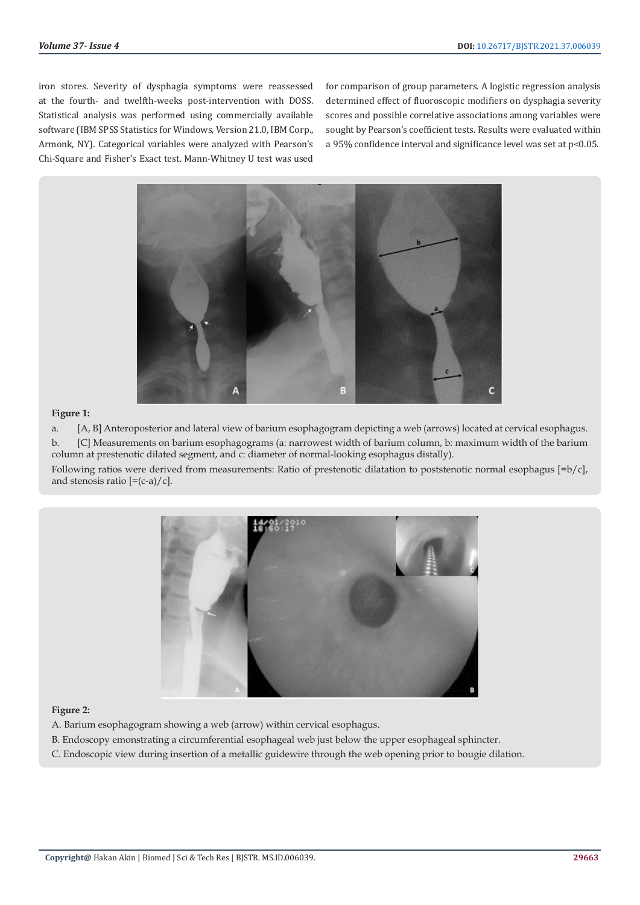iron stores. Severity of dysphagia symptoms were reassessed at the fourth- and twelfth-weeks post-intervention with DOSS. Statistical analysis was performed using commercially available software (IBM SPSS Statistics for Windows, Version 21.0, IBM Corp., Armonk, NY). Categorical variables were analyzed with Pearson's Chi-Square and Fisher's Exact test. Mann-Whitney U test was used for comparison of group parameters. A logistic regression analysis determined effect of fluoroscopic modifiers on dysphagia severity scores and possible correlative associations among variables were sought by Pearson's coefficient tests. Results were evaluated within a 95% confidence interval and significance level was set at $p<0.05$.

**Figure 1:**

a. [A, B] Anteroposterior and lateral view of barium esophagogram depicting a web (arrows) located at cervical esophagus.

b. [C] Measurements on barium esophagograms (a: narrowest width of barium column, b: maximum width of the barium column at prestenotic dilated segment, and c: diameter of normal-looking esophagus distally).

Following ratios were derived from measurements: Ratio of prestenotic dilatation to poststenotic normal esophagus [=b/c], and stenosis ratio [=(c-a)/c].

**Figure 2:**

A. Barium esophagogram showing a web (arrow) within cervical esophagus.

B. Endoscopy emonstrating a circumferential esophageal web just below the upper esophageal sphincter.

C. Endoscopic view during insertion of a metallic guidewire through the web opening prior to bougie dilation.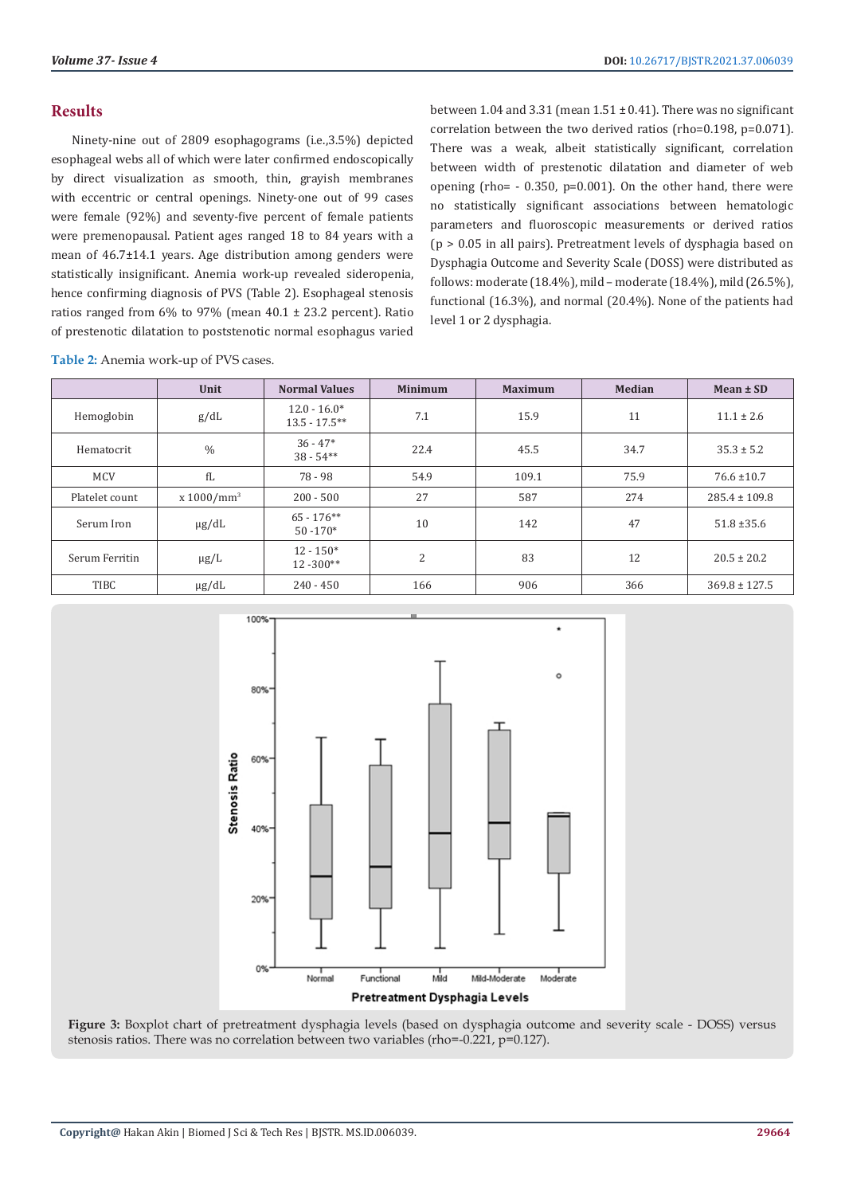## Results

Ninety-nine out of 2809 esophagograms (i.e.,3.5%) depicted esophageal webs all of which were later confirmed endoscopically by direct visualization as smooth, thin, grayish membranes with eccentric or central openings. Ninety-one out of 99 cases were female (92%) and seventy-five percent of female patients were premenopausal. Patient ages ranged 18 to 84 years with a mean of 46.7±14.1 years. Age distribution among genders were statistically insignificant. Anemia work-up revealed sideropenia, hence confirming diagnosis of PVS (Table 2). Esophageal stenosis ratios ranged from 6% to 97% (mean 40.1 ± 23.2 percent). Ratio of prestenotic dilatation to poststenotic normal esophagus varied between 1.04 and 3.31 (mean 1.51 ± 0.41). There was no significant correlation between the two derived ratios (rho=0.198, p=0.071). There was a weak, albeit statistically significant, correlation between width of prestenotic dilatation and diameter of web opening (rho= - 0.350, p=0.001). On the other hand, there were no statistically significant associations between hematologic parameters and fluoroscopic measurements or derived ratios (p > 0.05 in all pairs). Pretreatment levels of dysphagia based on Dysphagia Outcome and Severity Scale (DOSS) were distributed as follows: moderate (18.4%), mild – moderate (18.4%), mild (26.5%), functional (16.3%), and normal (20.4%). None of the patients had level 1 or 2 dysphagia.

**Table 2:** Anemia work-up of PVS cases.

| | Unit | Normal Values | Minimum | Maximum | Median | Mean ± SD |
|---|---|---|---|---|---|---|
| Hemoglobin | g/dL | 12.0 - 16.0* 13.5 - 17.5** | 7.1 | 15.9 | 11 | 11.1 ± 2.6 |
| Hematocrit | % | 36 - 47* 38 - 54** | 22.4 | 45.5 | 34.7 | 35.3 ± 5.2 |
| MCV | fL | 78 - 98 | 54.9 | 109.1 | 75.9 | 76.6 ±10.7 |
| Platelet count | x 1000/mm$^3$ | 200 - 500 | 27 | 587 | 274 | 285.4 ± 109.8 |
| Serum Iron | µg/dL | 65 - 176** 50 -170* | 10 | 142 | 47 | 51.8 ±35.6 |
| Serum Ferritin | µg/L | 12 - 150* 12 -300** | 2 | 83 | 12 | 20.5 ± 20.2 |
| TIBC | µg/dL | 240 - 450 | 166 | 906 | 366 | 369.8 ± 127.5 |

**Figure 3:** Boxplot chart of pretreatment dysphagia levels (based on dysphagia outcome and severity scale - DOSS) versus stenosis ratios. There was no correlation between two variables (rho=-0.221, p=0.127).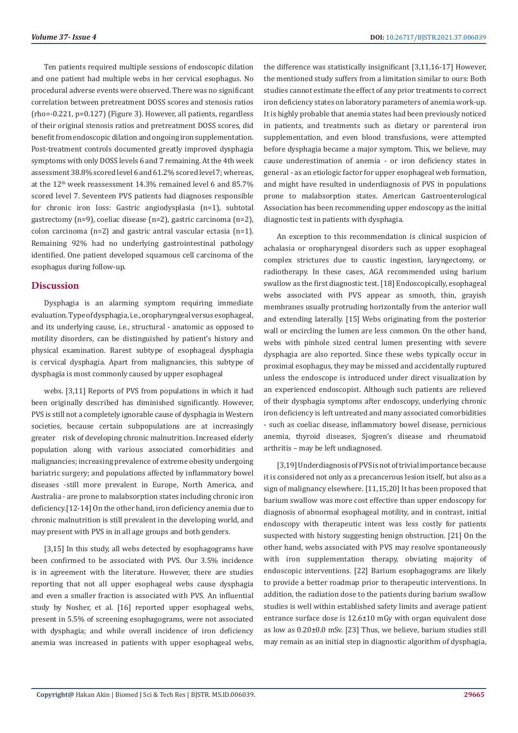Ten patients required multiple sessions of endoscopic dilation and one patient had multiple webs in her cervical esophagus. No procedural adverse events were observed. There was no significant correlation between pretreatment DOSS scores and stenosis ratios (rho=-0.221, p=0.127) (Figure 3). However, all patients, regardless of their original stenosis ratios and pretreatment DOSS scores, did benefit from endoscopic dilation and ongoing iron supplementation. Post-treatment controls documented greatly improved dysphagia symptoms with only DOSS levels 6 and 7 remaining. At the 4th week assessment 38.8% scored level 6 and 61.2% scored level 7; whereas, at the 12th week reassessment 14.3% remained level 6 and 85.7% scored level 7. Seventeen PVS patients had diagnoses responsible for chronic iron loss: Gastric angiodysplasia (n=1), subtotal gastrectomy (n=9), coeliac disease (n=2), gastric carcinoma (n=2), colon carcinoma (n=2) and gastric antral vascular ectasia (n=1). Remaining 92% had no underlying gastrointestinal pathology identified. One patient developed squamous cell carcinoma of the esophagus during follow-up.

## Discussion

Dysphagia is an alarming symptom requiring immediate evaluation. Type of dysphagia, i.e., oropharyngeal versus esophageal, and its underlying cause, i.e., structural - anatomic as opposed to motility disorders, can be distinguished by patient's history and physical examination. Rarest subtype of esophageal dysphagia is cervical dysphagia. Apart from malignancies, this subtype of dysphagia is most commonly caused by upper esophageal webs. [3,11] Reports of PVS from populations in which it had been originally described has diminished significantly. However, PVS is still not a completely ignorable cause of dysphagia in Western societies, because certain subpopulations are at increasingly greater risk of developing chronic malnutrition. Increased elderly population along with various associated comorbidities and malignancies; increasing prevalence of extreme obesity undergoing bariatric surgery; and populations affected by inflammatory bowel diseases -still more prevalent in Europe, North America, and Australia - are prone to malabsorption states including chronic iron deficiency.[12-14] On the other hand, iron deficiency anemia due to chronic malnutrition is still prevalent in the developing world, and may present with PVS in in all age groups and both genders.

[3,15] In this study, all webs detected by esophagograms have been confirmed to be associated with PVS. Our 3.5% incidence is in agreement with the literature. However, there are studies reporting that not all upper esophageal webs cause dysphagia and even a smaller fraction is associated with PVS. An influential study by Nosher, et al. [16] reported upper esophageal webs, present in 5.5% of screening esophagograms, were not associated with dysphagia; and while overall incidence of iron deficiency anemia was increased in patients with upper esophageal webs, the difference was statistically insignificant [3,11,16-17] However, the mentioned study suffers from a limitation similar to ours: Both studies cannot estimate the effect of any prior treatments to correct iron deficiency states on laboratory parameters of anemia work-up. It is highly probable that anemia states had been previously noticed in patients, and treatments such as dietary or parenteral iron supplementation, and even blood transfusions, were attempted before dysphagia became a major symptom. This, we believe, may cause underestimation of anemia - or iron deficiency states in general - as an etiologic factor for upper esophageal web formation, and might have resulted in underdiagnosis of PVS in populations prone to malabsorption states. American Gastroenterological Association has been recommending upper endoscopy as the initial diagnostic test in patients with dysphagia.

An exception to this recommendation is clinical suspicion of achalasia or oropharyngeal disorders such as upper esophageal complex strictures due to caustic ingestion, laryngectomy, or radiotherapy. In these cases, AGA recommended using barium swallow as the first diagnostic test. [18] Endoscopically, esophageal webs associated with PVS appear as smooth, thin, grayish membranes usually protruding horizontally from the anterior wall and extending laterally. [15] Webs originating from the posterior wall or encircling the lumen are less common. On the other hand, webs with pinhole sized central lumen presenting with severe dysphagia are also reported. Since these webs typically occur in proximal esophagus, they may be missed and accidentally ruptured unless the endoscope is introduced under direct visualization by an experienced endoscopist. Although such patients are relieved of their dysphagia symptoms after endoscopy, underlying chronic iron deficiency is left untreated and many associated comorbidities - such as coeliac disease, inflammatory bowel disease, pernicious anemia, thyroid diseases, Sjogren's disease and rheumatoid arthritis – may be left undiagnosed.

[3,19] Underdiagnosis of PVS is not of trivial importance because it is considered not only as a precancerous lesion itself, but also as a sign of malignancy elsewhere. [11,15,20] It has been proposed that barium swallow was more cost effective than upper endoscopy for diagnosis of abnormal esophageal motility, and in contrast, initial endoscopy with therapeutic intent was less costly for patients suspected with history suggesting benign obstruction. [21] On the other hand, webs associated with PVS may resolve spontaneously with iron supplementation therapy, obviating majority of endoscopic interventions. [22] Barium esophagograms are likely to provide a better roadmap prior to therapeutic interventions. In addition, the radiation dose to the patients during barium swallow studies is well within established safety limits and average patient entrance surface dose is 12.6±10 mGy with organ equivalent dose as low as 0.20±0.0 mSv. [23] Thus, we believe, barium studies still may remain as an initial step in diagnostic algorithm of dysphagia,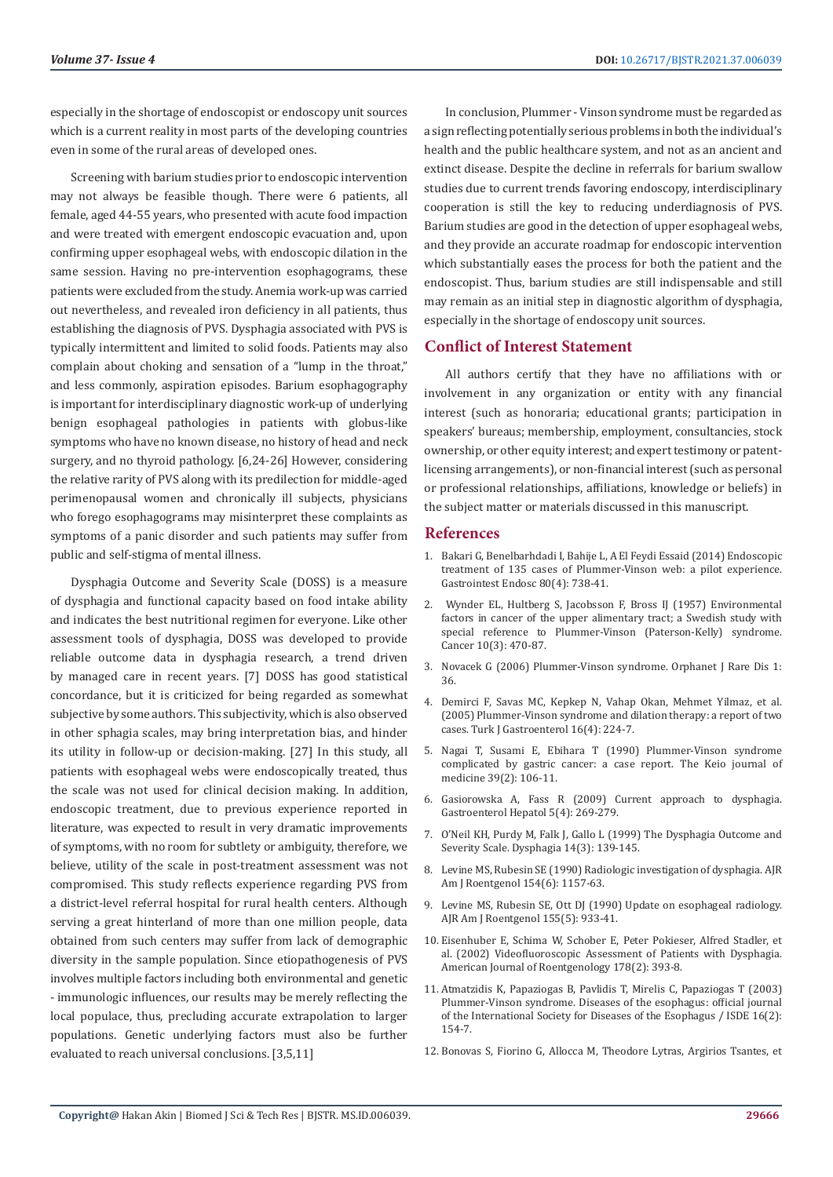especially in the shortage of endoscopist or endoscopy unit sources which is a current reality in most parts of the developing countries even in some of the rural areas of developed ones.

Screening with barium studies prior to endoscopic intervention may not always be feasible though. There were 6 patients, all female, aged 44-55 years, who presented with acute food impaction and were treated with emergent endoscopic evacuation and, upon confirming upper esophageal webs, with endoscopic dilation in the same session. Having no pre-intervention esophagograms, these patients were excluded from the study. Anemia work-up was carried out nevertheless, and revealed iron deficiency in all patients, thus establishing the diagnosis of PVS. Dysphagia associated with PVS is typically intermittent and limited to solid foods. Patients may also complain about choking and sensation of a "lump in the throat," and less commonly, aspiration episodes. Barium esophagography is important for interdisciplinary diagnostic work-up of underlying benign esophageal pathologies in patients with globus-like symptoms who have no known disease, no history of head and neck surgery, and no thyroid pathology. [6,24-26] However, considering the relative rarity of PVS along with its predilection for middle-aged perimenopausal women and chronically ill subjects, physicians who forego esophagograms may misinterpret these complaints as symptoms of a panic disorder and such patients may suffer from public and self-stigma of mental illness.

Dysphagia Outcome and Severity Scale (DOSS) is a measure of dysphagia and functional capacity based on food intake ability and indicates the best nutritional regimen for everyone. Like other assessment tools of dysphagia, DOSS was developed to provide reliable outcome data in dysphagia research, a trend driven by managed care in recent years. [7] DOSS has good statistical concordance, but it is criticized for being regarded as somewhat subjective by some authors. This subjectivity, which is also observed in other sphagia scales, may bring interpretation bias, and hinder its utility in follow-up or decision-making. [27] In this study, all patients with esophageal webs were endoscopically treated, thus the scale was not used for clinical decision making. In addition, endoscopic treatment, due to previous experience reported in literature, was expected to result in very dramatic improvements of symptoms, with no room for subtlety or ambiguity, therefore, we believe, utility of the scale in post-treatment assessment was not compromised. This study reflects experience regarding PVS from a district-level referral hospital for rural health centers. Although serving a great hinterland of more than one million people, data obtained from such centers may suffer from lack of demographic diversity in the sample population. Since etiopathogenesis of PVS involves multiple factors including both environmental and genetic - immunologic influences, our results may be merely reflecting the local populace, thus, precluding accurate extrapolation to larger populations. Genetic underlying factors must also be further evaluated to reach universal conclusions. [3,5,11]

In conclusion, Plummer - Vinson syndrome must be regarded as a sign reflecting potentially serious problems in both the individual's health and the public healthcare system, and not as an ancient and extinct disease. Despite the decline in referrals for barium swallow studies due to current trends favoring endoscopy, interdisciplinary cooperation is still the key to reducing underdiagnosis of PVS. Barium studies are good in the detection of upper esophageal webs, and they provide an accurate roadmap for endoscopic intervention which substantially eases the process for both the patient and the endoscopist. Thus, barium studies are still indispensable and still may remain as an initial step in diagnostic algorithm of dysphagia, especially in the shortage of endoscopy unit sources.

## Conflict of Interest Statement

All authors certify that they have no affiliations with or involvement in any organization or entity with any financial interest (such as honoraria; educational grants; participation in speakers' bureaus; membership, employment, consultancies, stock ownership, or other equity interest; and expert testimony or patent-licensing arrangements), or non-financial interest (such as personal or professional relationships, affiliations, knowledge or beliefs) in the subject matter or materials discussed in this manuscript.

## References

1. Bakari G, Benelbarhdadi I, Bahije L, A El Feydi Essaid (2014) Endoscopic treatment of 135 cases of Plummer-Vinson web: a pilot experience. Gastrointest Endosc 80(4): 738-41.
2. Wynder EL, Hultberg S, Jacobsson F, Bross IJ (1957) Environmental factors in cancer of the upper alimentary tract; a Swedish study with special reference to Plummer-Vinson (Paterson-Kelly) syndrome. Cancer 10(3): 470-87.
3. Novacek G (2006) Plummer-Vinson syndrome. Orphanet J Rare Dis 1: 36.
4. Demirci F, Savas MC, Kepkep N, Vahap Okan, Mehmet Yilmaz, et al. (2005) Plummer-Vinson syndrome and dilation therapy: a report of two cases. Turk J Gastroenterol 16(4): 224-7.
5. Nagai T, Susami E, Ebihara T (1990) Plummer-Vinson syndrome complicated by gastric cancer: a case report. The Keio journal of medicine 39(2): 106-11.
6. Gasiorowska A, Fass R (2009) Current approach to dysphagia. Gastroenterol Hepatol 5(4): 269-279.
7. O'Neil KH, Purdy M, Falk J, Gallo L (1999) The Dysphagia Outcome and Severity Scale. Dysphagia 14(3): 139-145.
8. Levine MS, Rubesin SE (1990) Radiologic investigation of dysphagia. AJR Am J Roentgenol 154(6): 1157-63.
9. Levine MS, Rubesin SE, Ott DJ (1990) Update on esophageal radiology. AJR Am J Roentgenol 155(5): 933-41.
10. Eisenhuber E, Schima W, Schober E, Peter Pokieser, Alfred Stadler, et al. (2002) Videofluoroscopic Assessment of Patients with Dysphagia. American Journal of Roentgenology 178(2): 393-8.
11. Atmatzidis K, Papaziogas B, Pavlidis T, Mirelis C, Papaziogas T (2003) Plummer-Vinson syndrome. Diseases of the esophagus: official journal of the International Society for Diseases of the Esophagus / ISDE 16(2): 154-7.
12. Bonovas S, Fiorino G, Allocca M, Theodore Lytras, Argirios Tsantes, et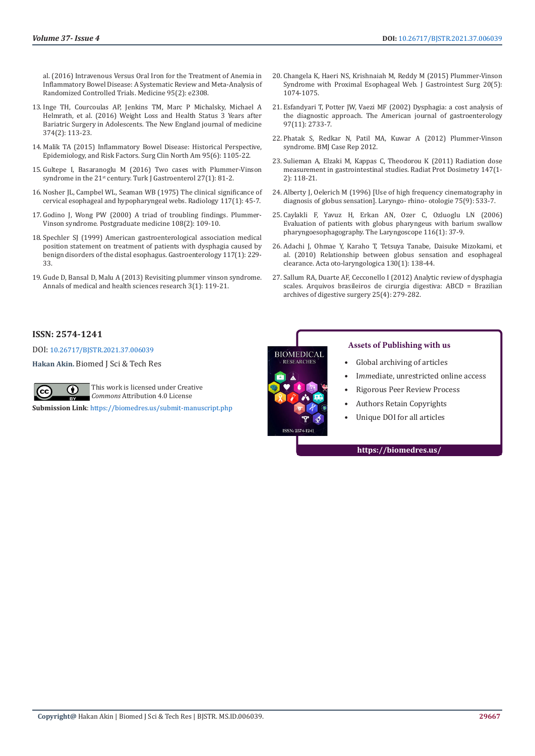al. (2016) Intravenous Versus Oral Iron for the Treatment of Anemia in Inflammatory Bowel Disease: A Systematic Review and Meta-Analysis of Randomized Controlled Trials. Medicine 95(2): e2308.

13. Inge TH, Courcoulas AP, Jenkins TM, Marc P Michalsky, Michael A Helmrath, et al. (2016) Weight Loss and Health Status 3 Years after Bariatric Surgery in Adolescents. The New England journal of medicine 374(2): 113-23.
14. Malik TA (2015) Inflammatory Bowel Disease: Historical Perspective, Epidemiology, and Risk Factors. Surg Clin North Am 95(6): 1105-22.
15. Gultepe I, Basaranoglu M (2016) Two cases with Plummer-Vinson syndrome in the 21st century. Turk J Gastroenterol 27(1): 81-2.
16. Nosher JL, Campbel WL, Seaman WB (1975) The clinical significance of cervical esophageal and hypopharyngeal webs. Radiology 117(1): 45-7.
17. Godino J, Wong PW (2000) A triad of troubling findings. Plummer-Vinson syndrome. Postgraduate medicine 108(2): 109-10.
18. Spechler SJ (1999) American gastroenterological association medical position statement on treatment of patients with dysphagia caused by benign disorders of the distal esophagus. Gastroenterology 117(1): 229-33.
19. Gude D, Bansal D, Malu A (2013) Revisiting plummer vinson syndrome. Annals of medical and health sciences research 3(1): 119-21.
20. Changela K, Haeri NS, Krishnaiah M, Reddy M (2015) Plummer-Vinson Syndrome with Proximal Esophageal Web. J Gastrointest Surg 20(5): 1074-1075.
21. Esfandyari T, Potter JW, Vaezi MF (2002) Dysphagia: a cost analysis of the diagnostic approach. The American journal of gastroenterology 97(11): 2733-7.
22. Phatak S, Redkar N, Patil MA, Kuwar A (2012) Plummer-Vinson syndrome. BMJ Case Rep 2012.
23. Sulieman A, Elzaki M, Kappas C, Theodorou K (2011) Radiation dose measurement in gastrointestinal studies. Radiat Prot Dosimetry 147(1-2): 118-21.
24. Alberty J, Oelerich M (1996) [Use of high frequency cinematography in diagnosis of globus sensation]. Laryngo- rhino- otologie 75(9): 533-7.
25. Caylakli F, Yavuz H, Erkan AN, Ozer C, Ozluoglu LN (2006) Evaluation of patients with globus pharyngeus with barium swallow pharyngoesophagography. The Laryngoscope 116(1): 37-9.
26. Adachi J, Ohmae Y, Karaho T, Tetsuya Tanabe, Daisuke Mizokami, et al. (2010) Relationship between globus sensation and esophageal clearance. Acta oto-laryngologica 130(1): 138-44.
27. Sallum RA, Duarte AF, Cecconello I (2012) Analytic review of dysphagia scales. Arquivos brasileiros de cirurgia digestiva: ABCD = Brazilian archives of digestive surgery 25(4): 279-282.

**ISSN: 2574-1241**

DOI: 10.26717/BJSTR.2021.37.006039

**Hakan Akin.** Biomed J Sci & Tech Res

This work is licensed under Creative *Commons* Attribution 4.0 License

**Submission Link**: https://biomedres.us/submit-manuscript.php

**Assets of Publishing with us**

- Global archiving of articles
- Immediate, unrestricted online access
- Rigorous Peer Review Process
- Authors Retain Copyrights
- Unique DOI for all articles

**https://biomedres.us/**